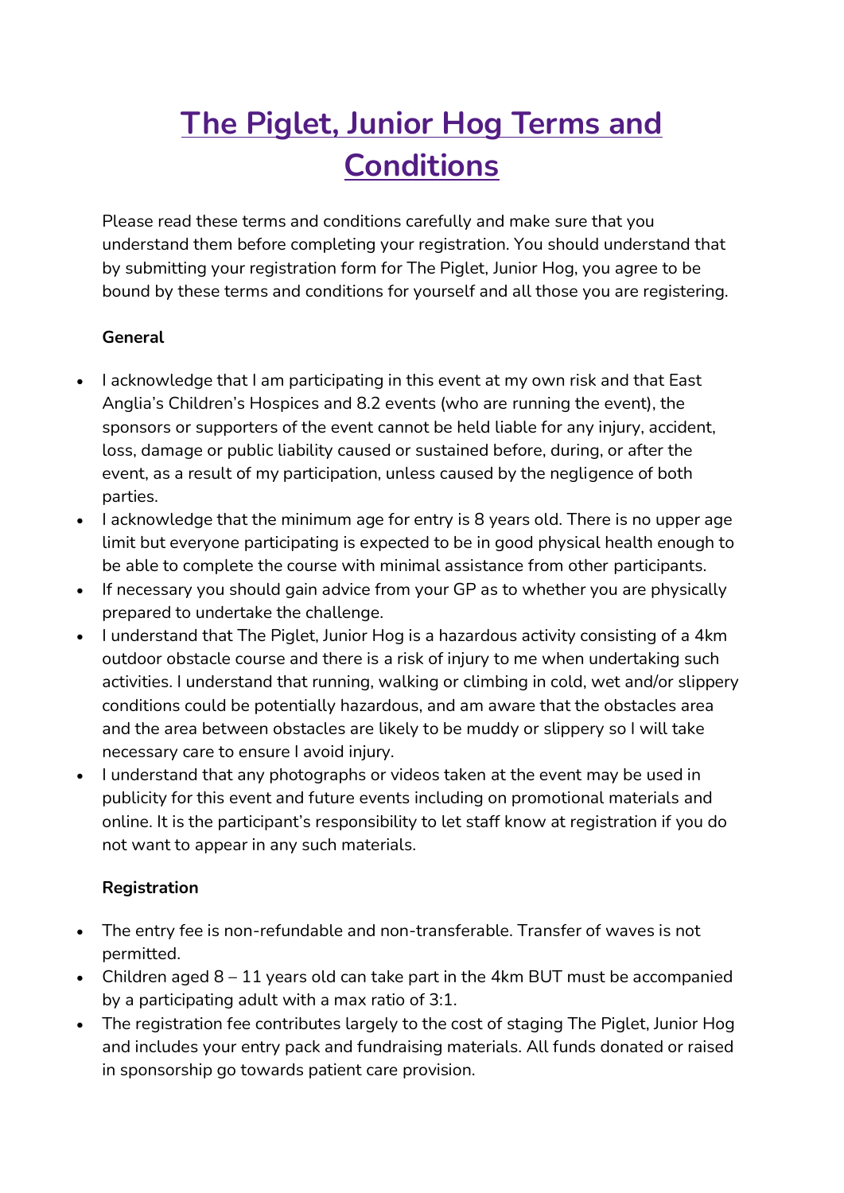# The Piglet, Junior Hog Terms and Conditions

Please read these terms and conditions carefully and make sure that you understand them before completing your registration. You should understand that by submitting your registration form for The Piglet, Junior Hog, you agree to be bound by these terms and conditions for yourself and all those you are registering.

**General**

- I acknowledge that I am participating in this event at my own risk and that East Anglia's Children's Hospices and 8.2 events (who are running the event), the sponsors or supporters of the event cannot be held liable for any injury, accident, loss, damage or public liability caused or sustained before, during, or after the event, as a result of my participation, unless caused by the negligence of both parties.
- I acknowledge that the minimum age for entry is 8 years old. There is no upper age limit but everyone participating is expected to be in good physical health enough to be able to complete the course with minimal assistance from other participants.
- If necessary you should gain advice from your GP as to whether you are physically prepared to undertake the challenge.
- I understand that The Piglet, Junior Hog is a hazardous activity consisting of a 4km outdoor obstacle course and there is a risk of injury to me when undertaking such activities. I understand that running, walking or climbing in cold, wet and/or slippery conditions could be potentially hazardous, and am aware that the obstacles area and the area between obstacles are likely to be muddy or slippery so I will take necessary care to ensure I avoid injury.
- I understand that any photographs or videos taken at the event may be used in publicity for this event and future events including on promotional materials and online. It is the participant's responsibility to let staff know at registration if you do not want to appear in any such materials.

**Registration**

- The entry fee is non-refundable and non-transferable. Transfer of waves is not permitted.
- Children aged 8 – 11 years old can take part in the 4km BUT must be accompanied by a participating adult with a max ratio of 3:1.
- The registration fee contributes largely to the cost of staging The Piglet, Junior Hog and includes your entry pack and fundraising materials. All funds donated or raised in sponsorship go towards patient care provision.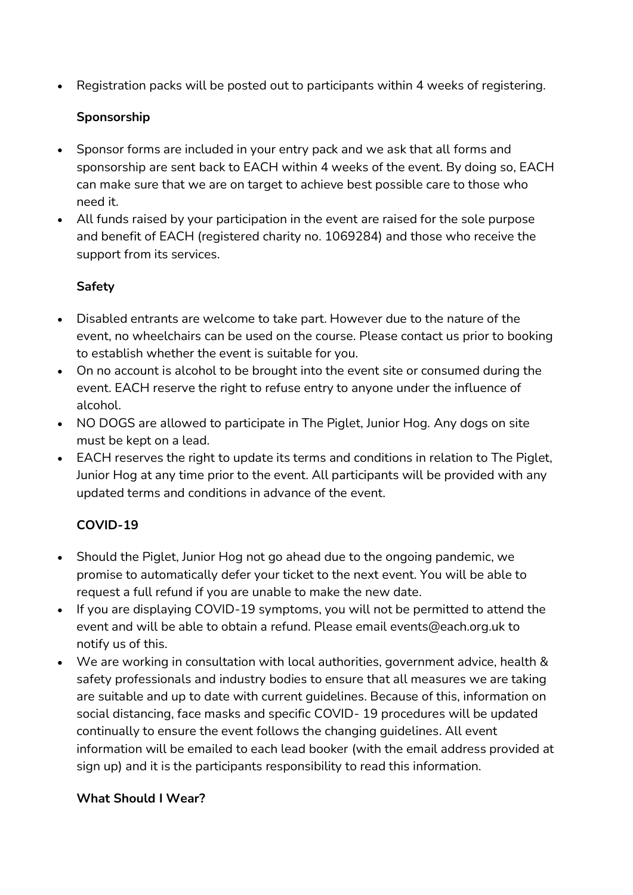- Registration packs will be posted out to participants within 4 weeks of registering.

**Sponsorship**

- Sponsor forms are included in your entry pack and we ask that all forms and sponsorship are sent back to EACH within 4 weeks of the event. By doing so, EACH can make sure that we are on target to achieve best possible care to those who need it.
- All funds raised by your participation in the event are raised for the sole purpose and benefit of EACH (registered charity no. 1069284) and those who receive the support from its services.

**Safety**

- Disabled entrants are welcome to take part. However due to the nature of the event, no wheelchairs can be used on the course. Please contact us prior to booking to establish whether the event is suitable for you.
- On no account is alcohol to be brought into the event site or consumed during the event. EACH reserve the right to refuse entry to anyone under the influence of alcohol.
- NO DOGS are allowed to participate in The Piglet, Junior Hog. Any dogs on site must be kept on a lead.
- EACH reserves the right to update its terms and conditions in relation to The Piglet, Junior Hog at any time prior to the event. All participants will be provided with any updated terms and conditions in advance of the event.

**COVID-19**

- Should the Piglet, Junior Hog not go ahead due to the ongoing pandemic, we promise to automatically defer your ticket to the next event. You will be able to request a full refund if you are unable to make the new date.
- If you are displaying COVID-19 symptoms, you will not be permitted to attend the event and will be able to obtain a refund. Please email events@each.org.uk to notify us of this.
- We are working in consultation with local authorities, government advice, health & safety professionals and industry bodies to ensure that all measures we are taking are suitable and up to date with current guidelines. Because of this, information on social distancing, face masks and specific COVID- 19 procedures will be updated continually to ensure the event follows the changing guidelines. All event information will be emailed to each lead booker (with the email address provided at sign up) and it is the participants responsibility to read this information.

**What Should I Wear?**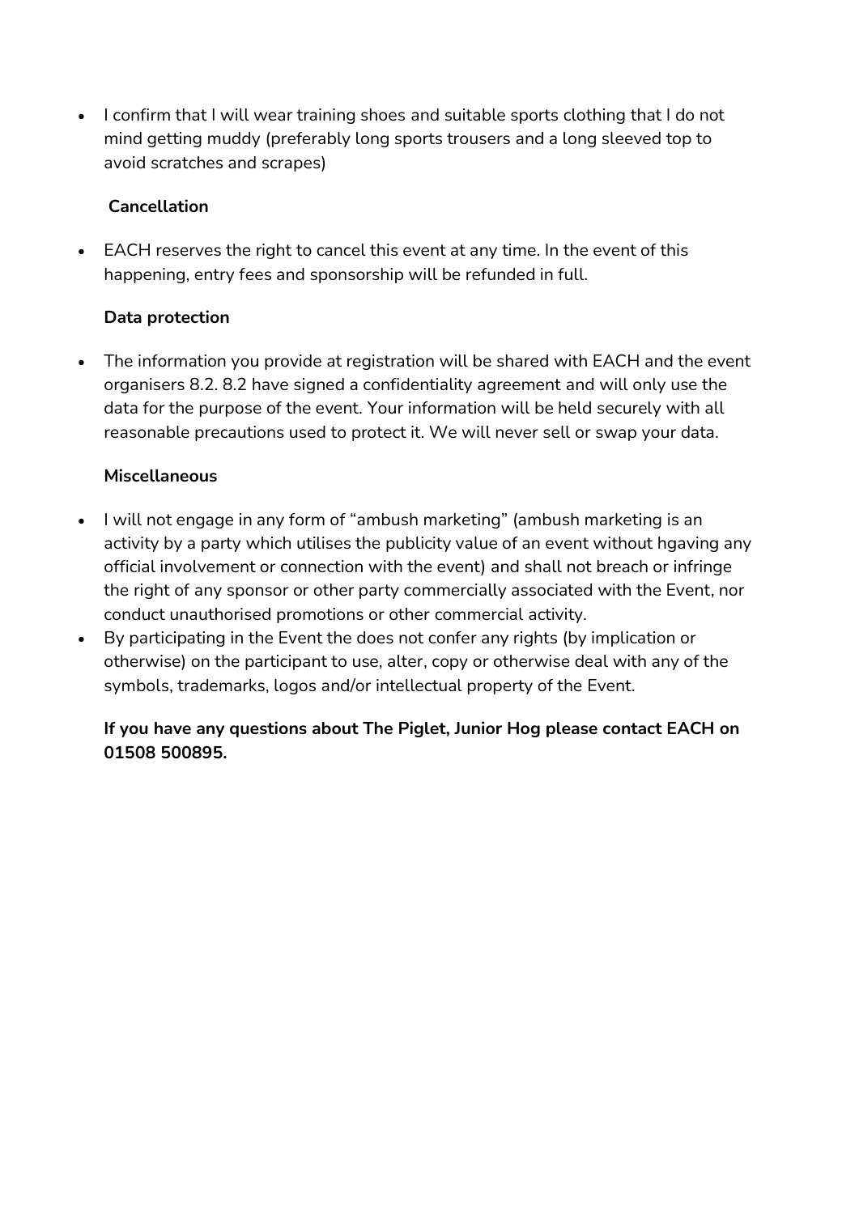- I confirm that I will wear training shoes and suitable sports clothing that I do not mind getting muddy (preferably long sports trousers and a long sleeved top to avoid scratches and scrapes)

**Cancellation**

- EACH reserves the right to cancel this event at any time. In the event of this happening, entry fees and sponsorship will be refunded in full.

**Data protection**

- The information you provide at registration will be shared with EACH and the event organisers 8.2. 8.2 have signed a confidentiality agreement and will only use the data for the purpose of the event. Your information will be held securely with all reasonable precautions used to protect it. We will never sell or swap your data.

**Miscellaneous**

- I will not engage in any form of "ambush marketing" (ambush marketing is an activity by a party which utilises the publicity value of an event without hgaving any official involvement or connection with the event) and shall not breach or infringe the right of any sponsor or other party commercially associated with the Event, nor conduct unauthorised promotions or other commercial activity.
- By participating in the Event the does not confer any rights (by implication or otherwise) on the participant to use, alter, copy or otherwise deal with any of the symbols, trademarks, logos and/or intellectual property of the Event.

**If you have any questions about The Piglet, Junior Hog please contact EACH on 01508 500895.**